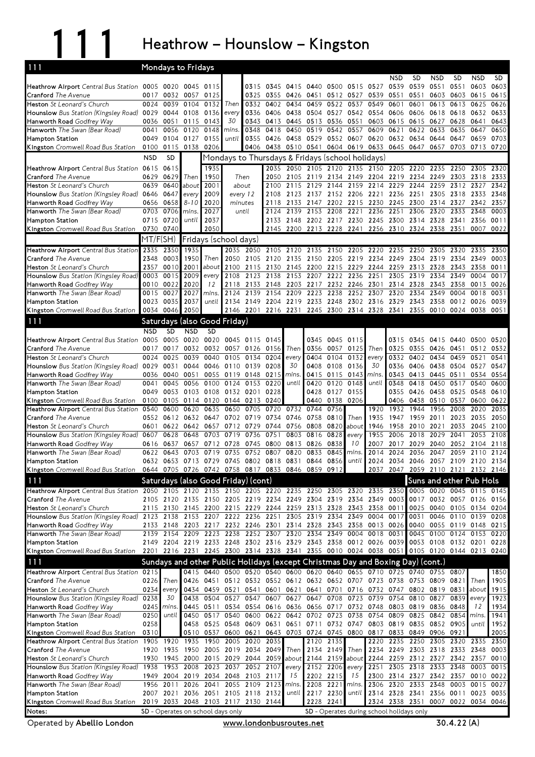# 111 Heathrow – Hounslow – Kingston

## Mondays to Fridays

| 111 | | | | | | | | | | | | | NSD | SD | NSD | SD | NSD | SD |
|---|---|---|---|---|---|---|---|---|---|---|---|---|---|---|---|---|---|---|
| Heathrow Airport Central Bus Station | 0005 | 0020 | 0045 | 0115 | | 0315 | 0345 | 0415 | 0440 | 0500 | 0515 | 0527 | 0539 | 0539 | 0551 | 0551 | 0603 | 0603 |
| Cranford The Avenue | 0017 | 0032 | 0057 | 0125 | | 0325 | 0355 | 0426 | 0451 | 0512 | 0527 | 0539 | 0551 | 0551 | 0603 | 0603 | 0615 | 0615 |
| Heston St Leonard's Church | 0024 | 0039 | 0104 | 0132 | Then | 0332 | 0402 | 0434 | 0459 | 0522 | 0537 | 0549 | 0601 | 0601 | 0613 | 0613 | 0625 | 0626 |
| Hounslow Bus Station (Kingsley Road) | 0029 | 0044 | 0108 | 0136 | every | 0336 | 0406 | 0438 | 0504 | 0527 | 0542 | 0554 | 0606 | 0606 | 0618 | 0618 | 0632 | 0633 |
| Hanworth Road Godfrey Way | 0036 | 0051 | 0115 | 0143 | 30 | 0343 | 0413 | 0445 | 0513 | 0536 | 0551 | 0603 | 0615 | 0615 | 0627 | 0628 | 0641 | 0643 |
| Hanworth The Swan (Bear Road) | 0041 | 0056 | 0120 | 0148 | mins. | 0348 | 0418 | 0450 | 0519 | 0542 | 0557 | 0609 | 0621 | 0622 | 0633 | 0635 | 0647 | 0650 |
| Hampton Station | 0049 | 0104 | 0127 | 0155 | until | 0355 | 0426 | 0458 | 0529 | 0552 | 0607 | 0620 | 0632 | 0634 | 0644 | 0647 | 0659 | 0703 |
| Kingston Cromwell Road Bus Station | 0100 | 0115 | 0138 | 0206 | | 0406 | 0438 | 0510 | 0541 | 0604 | 0619 | 0633 | 0645 | 0647 | 0657 | 0703 | 0713 | 0720 |

## Mondays to Fridays (cont.) / Mondays to Thursdays & Fridays (school holidays)

| | NSD | SD | | | | | | | | | | | | | | | | |
|---|---|---|---|---|---|---|---|---|---|---|---|---|---|---|---|---|---|---|
| Heathrow Airport Central Bus Station | 0615 | 0615 | | 1935 | | 2035 | 2050 | 2105 | 2120 | 2135 | 2150 | 2205 | 2220 | 2235 | 2250 | 2305 | 2320 |
| Cranford The Avenue | 0629 | 0629 | Then | 1950 | Then | 2050 | 2105 | 2119 | 2134 | 2149 | 2204 | 2219 | 2234 | 2249 | 2303 | 2318 | 2333 |
| Heston St Leonard's Church | 0639 | 0640 | about | 2001 | about | 2100 | 2115 | 2129 | 2144 | 2159 | 2214 | 2229 | 2244 | 2259 | 2312 | 2327 | 2342 |
| Hounslow Bus Station (Kingsley Road) | 0646 | 0647 | every | 2009 | every 12 | 2108 | 2123 | 2137 | 2152 | 2206 | 2221 | 2236 | 2251 | 2305 | 2318 | 2333 | 2348 |
| Hanworth Road Godfrey Way | 0656 | 0658 | 8–10 | 2020 | minutes | 2118 | 2133 | 2147 | 2202 | 2215 | 2230 | 2245 | 2300 | 2314 | 2327 | 2342 | 2357 |
| Hanworth The Swan (Bear Road) | 0703 | 0706 | mins. | 2027 | until | 2124 | 2139 | 2153 | 2208 | 2221 | 2236 | 2251 | 2306 | 2320 | 2333 | 2348 | 0003 |
| Hampton Station | 0715 | 0720 | until | 2037 | | 2133 | 2148 | 2202 | 2217 | 2230 | 2245 | 2300 | 2314 | 2328 | 2341 | 2356 | 0011 |
| Kingston Cromwell Road Bus Station | 0730 | 0740 | | 2050 | | 2145 | 2200 | 2213 | 2228 | 2241 | 2256 | 2310 | 2324 | 2338 | 2351 | 0007 | 0022 |

## MT/F(SH) / Fridays (school days)

| | MT/F(SH) | | | | | | | | | | | | | | | | | |
|---|---|---|---|---|---|---|---|---|---|---|---|---|---|---|---|---|---|---|
| Heathrow Airport Central Bus Station | 2335 | 2350 | 1935 | | 2035 | 2050 | 2105 | 2120 | 2135 | 2150 | 2205 | 2220 | 2235 | 2250 | 2305 | 2320 | 2335 | 2350 |
| Cranford The Avenue | 2348 | 0003 | 1950 | Then | 2050 | 2105 | 2120 | 2135 | 2150 | 2205 | 2219 | 2234 | 2249 | 2304 | 2319 | 2334 | 2349 | 0003 |
| Heston St Leonard's Church | 2357 | 0010 | 2001 | about | 2100 | 2115 | 2130 | 2145 | 2200 | 2215 | 2229 | 2244 | 2259 | 2313 | 2328 | 2343 | 2358 | 0011 |
| Hounslow Bus Station (Kingsley Road) | 0003 | 0015 | 2009 | every | 2108 | 2123 | 2138 | 2153 | 2207 | 2222 | 2236 | 2251 | 2305 | 2319 | 2334 | 2349 | 0004 | 0017 |
| Hanworth Road Godfrey Way | 0010 | 0022 | 2020 | 12 | 2118 | 2133 | 2148 | 2203 | 2217 | 2232 | 2246 | 2301 | 2314 | 2328 | 2343 | 2358 | 0013 | 0026 |
| Hanworth The Swan (Bear Road) | 0015 | 0027 | 2027 | mins. | 2124 | 2139 | 2154 | 2209 | 2223 | 2238 | 2252 | 2307 | 2320 | 2334 | 2349 | 0004 | 0018 | 0031 |
| Hampton Station | 0023 | 0035 | 2037 | until | 2134 | 2149 | 2204 | 2219 | 2233 | 2248 | 2302 | 2316 | 2329 | 2343 | 2358 | 0012 | 0026 | 0039 |
| Kingston Cromwell Road Bus Station | 0034 | 0046 | 2050 | | 2146 | 2201 | 2216 | 2231 | 2245 | 2300 | 2314 | 2328 | 2341 | 2355 | 0010 | 0024 | 0038 | 0051 |

## Saturdays (also Good Friday)

| 111 | NSD | SD | NSD | SD | | | | | | | | | | | | | | |
|---|---|---|---|---|---|---|---|---|---|---|---|---|---|---|---|---|---|---|
| Heathrow Airport Central Bus Station | 0005 | 0005 | 0020 | 0020 | 0045 | 0115 | 0145 | | 0345 | 0045 | 0115 | | 0315 | 0345 | 0415 | 0440 | 0500 | 0520 |
| Cranford The Avenue | 0017 | 0017 | 0032 | 0032 | 0057 | 0126 | 0156 | Then | 0356 | 0057 | 0125 | Then | 0325 | 0355 | 0426 | 0451 | 0512 | 0532 |
| Heston St Leonard's Church | 0024 | 0025 | 0039 | 0040 | 0105 | 0134 | 0204 | every | 0404 | 0104 | 0132 | every | 0332 | 0402 | 0434 | 0459 | 0521 | 0541 |
| Hounslow Bus Station (Kingsley Road) | 0029 | 0031 | 0044 | 0046 | 0110 | 0139 | 0208 | 30 | 0408 | 0108 | 0136 | 30 | 0336 | 0406 | 0438 | 0504 | 0527 | 0547 |
| Hanworth Road Godfrey Way | 0036 | 0040 | 0051 | 0055 | 0119 | 0148 | 0215 | mins. | 0415 | 0115 | 0143 | mins. | 0343 | 0413 | 0445 | 0511 | 0534 | 0554 |
| Hanworth The Swan (Bear Road) | 0041 | 0045 | 0056 | 0100 | 0124 | 0153 | 0220 | until | 0420 | 0120 | 0148 | until | 0348 | 0418 | 0450 | 0517 | 0540 | 0600 |
| Hampton Station | 0049 | 0053 | 0103 | 0108 | 0132 | 0201 | 0228 | | 0428 | 0127 | 0155 | | 0355 | 0426 | 0458 | 0525 | 0548 | 0610 |
| Kingston Cromwell Road Bus Station | 0100 | 0105 | 0114 | 0120 | 0144 | 0213 | 0240 | | 0440 | 0138 | 0206 | | 0406 | 0438 | 0510 | 0537 | 0600 | 0622 |

| | | | | | | | | | | | | | | | | | | |
|---|---|---|---|---|---|---|---|---|---|---|---|---|---|---|---|---|---|---|
| Heathrow Airport Central Bus Station | 0540 | 0600 | 0620 | 0635 | 0650 | 0705 | 0720 | 0732 | 0744 | 0756 | | 1920 | 1932 | 1944 | 1956 | 2008 | 2020 | 2035 |
| Cranford The Avenue | 0552 | 0612 | 0632 | 0647 | 0702 | 0719 | 0734 | 0746 | 0758 | 0810 | Then | 1935 | 1947 | 1959 | 2011 | 2023 | 2035 | 2050 |
| Heston St Leonard's Church | 0601 | 0622 | 0642 | 0657 | 0712 | 0729 | 0744 | 0756 | 0808 | 0820 | about | 1946 | 1958 | 2010 | 2021 | 2033 | 2045 | 2100 |
| Hounslow Bus Station (Kingsley Road) | 0607 | 0628 | 0648 | 0703 | 0719 | 0736 | 0751 | 0803 | 0816 | 0828 | every | 1955 | 2006 | 2018 | 2029 | 2041 | 2053 | 2108 |
| Hanworth Road Godfrey Way | 0616 | 0637 | 0657 | 0712 | 0728 | 0745 | 0800 | 0813 | 0826 | 0838 | 10 | 2007 | 2017 | 2029 | 2040 | 2052 | 2104 | 2118 |
| Hanworth The Swan (Bear Road) | 0622 | 0643 | 0703 | 0719 | 0735 | 0752 | 0807 | 0820 | 0833 | 0845 | mins. | 2014 | 2024 | 2036 | 2047 | 2059 | 2110 | 2124 |
| Hampton Station | 0632 | 0653 | 0713 | 0729 | 0745 | 0802 | 0818 | 0831 | 0844 | 0856 | until | 2024 | 2034 | 2046 | 2057 | 2109 | 2120 | 2134 |
| Kingston Cromwell Road Bus Station | 0644 | 0705 | 0726 | 0742 | 0758 | 0817 | 0833 | 0846 | 0859 | 0912 | | 2037 | 2047 | 2059 | 2110 | 2121 | 2132 | 2146 |

## Saturdays (also Good Friday) (cont) / Suns and other Pub Hols

| 111 | | | | | | | | | | | | | | | | | | |
|---|---|---|---|---|---|---|---|---|---|---|---|---|---|---|---|---|---|---|
| Heathrow Airport Central Bus Station | 2050 | 2105 | 2120 | 2135 | 2150 | 2205 | 2220 | 2235 | 2250 | 2305 | 2320 | 2335 | 2350 | 0005 | 0020 | 0045 | 0115 | 0145 |
| Cranford The Avenue | 2105 | 2120 | 2135 | 2150 | 2205 | 2219 | 2234 | 2249 | 2304 | 2319 | 2334 | 2349 | 0003 | 0017 | 0032 | 0057 | 0126 | 0156 |
| Heston St Leonard's Church | 2115 | 2130 | 2145 | 2200 | 2215 | 2229 | 2244 | 2259 | 2313 | 2328 | 2343 | 2358 | 0011 | 0025 | 0040 | 0105 | 0134 | 0204 |
| Hounslow Bus Station (Kingsley Road) | 2123 | 2138 | 2153 | 2207 | 2222 | 2236 | 2251 | 2305 | 2319 | 2334 | 2349 | 0004 | 0017 | 0031 | 0046 | 0110 | 0139 | 0208 |
| Hanworth Road Godfrey Way | 2133 | 2148 | 2203 | 2217 | 2232 | 2246 | 2301 | 2314 | 2328 | 2343 | 2358 | 0013 | 0026 | 0040 | 0055 | 0119 | 0148 | 0215 |
| Hanworth The Swan (Bear Road) | 2139 | 2154 | 2209 | 2223 | 2238 | 2252 | 2307 | 2320 | 2334 | 2349 | 0004 | 0018 | 0031 | 0045 | 0100 | 0124 | 0153 | 0220 |
| Hampton Station | 2149 | 2204 | 2219 | 2233 | 2248 | 2302 | 2316 | 2329 | 2343 | 2358 | 0012 | 0026 | 0039 | 0053 | 0108 | 0132 | 0201 | 0228 |
| Kingston Cromwell Road Bus Station | 2201 | 2216 | 2231 | 2245 | 2300 | 2314 | 2328 | 2341 | 2355 | 0010 | 0024 | 0038 | 0051 | 0105 | 0120 | 0144 | 0213 | 0240 |

## Sundays and other Public Holidays (except Christmas Day and Boxing Day) (cont.)

| 111 | | | | | | | | | | | | | | | | | | |
|---|---|---|---|---|---|---|---|---|---|---|---|---|---|---|---|---|---|---|
| Heathrow Airport Central Bus Station | 0215 | | 0415 | 0440 | 0500 | 0520 | 0540 | 0600 | 0620 | 0640 | 0655 | 0710 | 0725 | 0740 | 0755 | 0807 | | 1850 |
| Cranford The Avenue | 0226 | Then | 0426 | 0451 | 0512 | 0532 | 0552 | 0612 | 0632 | 0652 | 0707 | 0723 | 0738 | 0753 | 0809 | 0821 | Then | 1905 |
| Heston St Leonard's Church | 0234 | every | 0434 | 0459 | 0521 | 0541 | 0601 | 0621 | 0641 | 0701 | 0716 | 0732 | 0747 | 0802 | 0819 | 0831 | about | 1915 |
| Hounslow Bus Station (Kingsley Road) | 0238 | 30 | 0438 | 0504 | 0527 | 0547 | 0607 | 0627 | 0647 | 0708 | 0723 | 0739 | 0754 | 0810 | 0827 | 0839 | every | 1923 |
| Hanworth Road Godfrey Way | 0245 | mins. | 0445 | 0511 | 0534 | 0554 | 0616 | 0636 | 0656 | 0717 | 0732 | 0748 | 0803 | 0819 | 0836 | 0848 | 12 | 1934 |
| Hanworth The Swan (Bear Road) | 0250 | until | 0450 | 0517 | 0540 | 0600 | 0622 | 0642 | 0702 | 0723 | 0738 | 0754 | 0809 | 0825 | 0842 | 0854 | mins. | 1941 |
| Hampton Station | 0258 | | 0458 | 0525 | 0548 | 0609 | 0631 | 0651 | 0711 | 0732 | 0747 | 0803 | 0819 | 0835 | 0852 | 0905 | until | 1952 |
| Kingston Cromwell Road Bus Station | 0310 | | 0510 | 0537 | 0600 | 0621 | 0643 | 0703 | 0724 | 0745 | 0800 | 0817 | 0833 | 0849 | 0906 | 0921 | | 2005 |

| | | | | | | | | | | | | | | | | | | |
|---|---|---|---|---|---|---|---|---|---|---|---|---|---|---|---|---|---|---|
| Heathrow Airport Central Bus Station | 1905 | 1920 | 1935 | 1950 | 2005 | 2020 | 2035 | | 2120 | 2135 | | 2220 | 2235 | 2250 | 2305 | 2320 | 2335 | 2350 |
| Cranford The Avenue | 1920 | 1935 | 1950 | 2005 | 2019 | 2034 | 2049 | Then | 2134 | 2149 | Then | 2234 | 2249 | 2303 | 2318 | 2333 | 2348 | 0003 |
| Heston St Leonard's Church | 1930 | 1945 | 2000 | 2015 | 2029 | 2044 | 2059 | about | 2144 | 2159 | about | 2244 | 2259 | 2312 | 2327 | 2342 | 2357 | 0010 |
| Hounslow Bus Station (Kingsley Road) | 1938 | 1953 | 2008 | 2023 | 2037 | 2052 | 2107 | every | 2152 | 2206 | every | 2251 | 2305 | 2318 | 2333 | 2348 | 0003 | 0015 |
| Hanworth Road Godfrey Way | 1949 | 2004 | 2019 | 2034 | 2048 | 2103 | 2117 | 15 | 2202 | 2215 | 15 | 2300 | 2314 | 2327 | 2342 | 2357 | 0010 | 0022 |
| Hanworth The Swan (Bear Road) | 1956 | 2011 | 2026 | 2041 | 2055 | 2109 | 2123 | mins. | 2208 | 2221 | mins. | 2306 | 2320 | 2333 | 2348 | 0003 | 0015 | 0027 |
| Hampton Station | 2007 | 2021 | 2036 | 2051 | 2105 | 2118 | 2132 | until | 2217 | 2230 | until | 2314 | 2328 | 2341 | 2356 | 0011 | 0023 | 0035 |
| Kingston Cromwell Road Bus Station | 2019 | 2033 | 2048 | 2103 | 2117 | 2130 | 2144 | | 2228 | 2241 | | 2324 | 2338 | 2351 | 0007 | 0022 | 0034 | 0046 |

**Notes:** SD - Operates on school days only; SD - Operates during school holidays only

Operated by **Abellio London** www.londonbusroutes.net 30.4.22 (A)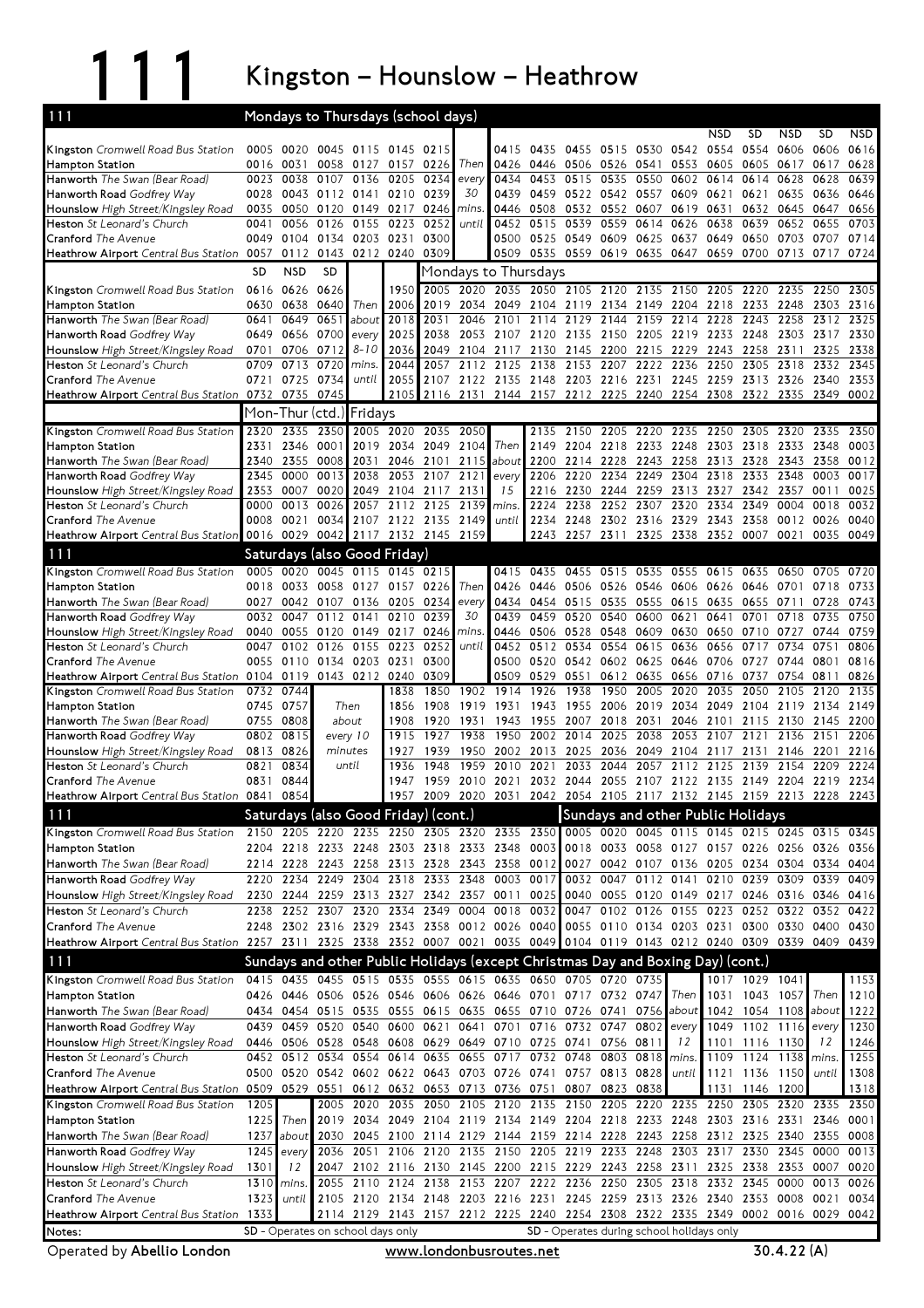# 111 Kingston – Hounslow – Heathrow

## 111 Mondays to Thursdays (school days)

| | | | | | | | | | | | | | | | NSD | SD | NSD | SD | NSD |
|---|---|---|---|---|---|---|---|---|---|---|---|---|---|---|---|---|---|---|---|
| **Kingston** *Cromwell Road Bus Station* | 0005 | 0020 | 0045 | 0115 | 0145 | 0215 | | 0415 | 0435 | 0455 | 0515 | 0530 | 0542 | 0554 | 0554 | 0606 | 0606 | 0616 |
| **Hampton Station** | 0016 | 0031 | 0058 | 0127 | 0157 | 0226 | Then | 0426 | 0446 | 0506 | 0526 | 0541 | 0553 | 0605 | 0605 | 0617 | 0617 | 0628 |
| **Hanworth** *The Swan (Bear Road)* | 0023 | 0038 | 0107 | 0136 | 0205 | 0234 | every | 0434 | 0453 | 0515 | 0535 | 0550 | 0602 | 0614 | 0614 | 0628 | 0628 | 0639 |
| **Hanworth Road** *Godfrey Way* | 0028 | 0043 | 0112 | 0141 | 0210 | 0239 | 30 | 0439 | 0459 | 0522 | 0542 | 0557 | 0609 | 0621 | 0621 | 0635 | 0636 | 0646 |
| **Hounslow** *High Street/Kingsley Road* | 0035 | 0050 | 0120 | 0149 | 0217 | 0246 | mins. | 0446 | 0508 | 0532 | 0552 | 0607 | 0619 | 0631 | 0632 | 0645 | 0647 | 0656 |
| **Heston** *St Leonard's Church* | 0041 | 0056 | 0126 | 0155 | 0223 | 0252 | until | 0452 | 0515 | 0539 | 0559 | 0614 | 0626 | 0638 | 0639 | 0652 | 0655 | 0703 |
| **Cranford** *The Avenue* | 0049 | 0104 | 0134 | 0203 | 0231 | 0300 | | 0500 | 0525 | 0549 | 0609 | 0625 | 0637 | 0649 | 0650 | 0703 | 0707 | 0714 |
| **Heathrow Airport** *Central Bus Station* | 0057 | 0112 | 0143 | 0212 | 0240 | 0309 | | 0509 | 0535 | 0559 | 0619 | 0635 | 0647 | 0659 | 0700 | 0713 | 0717 | 0724 |

| | SD | NSD | SD | | | Mondays to Thursdays | | | | | | | | | | | | |
|---|---|---|---|---|---|---|---|---|---|---|---|---|---|---|---|---|---|---|
| **Kingston** *Cromwell Road Bus Station* | 0616 | 0626 | 0626 | | 1950 | 2005 | 2020 | 2035 | 2050 | 2105 | 2120 | 2135 | 2150 | 2205 | 2220 | 2235 | 2250 | 2305 |
| **Hampton Station** | 0630 | 0638 | 0640 | Then | 2006 | 2019 | 2034 | 2049 | 2104 | 2119 | 2134 | 2149 | 2204 | 2218 | 2233 | 2248 | 2303 | 2316 |
| **Hanworth** *The Swan (Bear Road)* | 0641 | 0649 | 0651 | about | 2018 | 2031 | 2046 | 2101 | 2114 | 2129 | 2144 | 2159 | 2214 | 2228 | 2243 | 2258 | 2312 | 2325 |
| **Hanworth Road** *Godfrey Way* | 0649 | 0656 | 0700 | every | 2025 | 2038 | 2053 | 2107 | 2120 | 2135 | 2150 | 2205 | 2219 | 2233 | 2248 | 2303 | 2317 | 2330 |
| **Hounslow** *High Street/Kingsley Road* | 0701 | 0706 | 0712 | 8-10 | 2036 | 2049 | 2104 | 2117 | 2130 | 2145 | 2200 | 2215 | 2229 | 2243 | 2258 | 2311 | 2325 | 2338 |
| **Heston** *St Leonard's Church* | 0709 | 0713 | 0720 | mins. | 2044 | 2057 | 2112 | 2125 | 2138 | 2153 | 2207 | 2222 | 2236 | 2250 | 2305 | 2318 | 2332 | 2345 |
| **Cranford** *The Avenue* | 0721 | 0725 | 0734 | until | 2055 | 2107 | 2122 | 2135 | 2148 | 2203 | 2216 | 2231 | 2245 | 2259 | 2313 | 2326 | 2340 | 2353 |
| **Heathrow Airport** *Central Bus Station* | 0732 | 0735 | 0745 | | 2105 | 2116 | 2131 | 2144 | 2157 | 2212 | 2225 | 2240 | 2254 | 2308 | 2322 | 2335 | 2349 | 0002 |

| | Mon-Thur (ctd.) | | | Fridays | | | | | | | | | | | | | | |
|---|---|---|---|---|---|---|---|---|---|---|---|---|---|---|---|---|---|---|
| **Kingston** *Cromwell Road Bus Station* | 2320 | 2335 | 2350 | 2005 | 2020 | 2035 | 2050 | | 2135 | 2150 | 2205 | 2220 | 2235 | 2250 | 2305 | 2320 | 2335 | 2350 |
| **Hampton Station** | 2331 | 2346 | 0001 | 2019 | 2034 | 2049 | 2104 | Then | 2149 | 2204 | 2218 | 2233 | 2248 | 2303 | 2318 | 2333 | 2348 | 0003 |
| **Hanworth** *The Swan (Bear Road)* | 2340 | 2355 | 0008 | 2031 | 2046 | 2101 | 2115 | about | 2200 | 2214 | 2228 | 2243 | 2258 | 2313 | 2328 | 2343 | 2358 | 0012 |
| **Hanworth Road** *Godfrey Way* | 2345 | 0000 | 0013 | 2038 | 2053 | 2107 | 2121 | every | 2206 | 2220 | 2234 | 2249 | 2304 | 2318 | 2333 | 2348 | 0003 | 0017 |
| **Hounslow** *High Street/Kingsley Road* | 2353 | 0007 | 0020 | 2049 | 2104 | 2117 | 2131 | 15 | 2216 | 2230 | 2244 | 2259 | 2313 | 2327 | 2342 | 2357 | 0011 | 0025 |
| **Heston** *St Leonard's Church* | 0000 | 0013 | 0026 | 2057 | 2112 | 2125 | 2139 | mins. | 2224 | 2238 | 2252 | 2307 | 2320 | 2334 | 2349 | 0004 | 0018 | 0032 |
| **Cranford** *The Avenue* | 0008 | 0021 | 0034 | 2107 | 2122 | 2135 | 2149 | until | 2234 | 2248 | 2302 | 2316 | 2329 | 2343 | 2358 | 0012 | 0026 | 0040 |
| **Heathrow Airport** *Central Bus Station* | 0016 | 0029 | 0042 | 2117 | 2132 | 2145 | 2159 | | 2243 | 2257 | 2311 | 2325 | 2338 | 2352 | 0007 | 0021 | 0035 | 0049 |

## 111 Saturdays (also Good Friday)

| | | | | | | | | | | | | | | | | | | |
|---|---|---|---|---|---|---|---|---|---|---|---|---|---|---|---|---|---|---|
| **Kingston** *Cromwell Road Bus Station* | 0005 | 0020 | 0045 | 0115 | 0145 | 0215 | | 0415 | 0435 | 0455 | 0515 | 0535 | 0555 | 0615 | 0635 | 0650 | 0705 | 0720 |
| **Hampton Station** | 0018 | 0033 | 0058 | 0127 | 0157 | 0226 | Then | 0426 | 0446 | 0506 | 0526 | 0546 | 0606 | 0626 | 0646 | 0701 | 0718 | 0733 |
| **Hanworth** *The Swan (Bear Road)* | 0027 | 0042 | 0107 | 0136 | 0205 | 0234 | every | 0434 | 0454 | 0515 | 0535 | 0555 | 0615 | 0635 | 0655 | 0711 | 0728 | 0743 |
| **Hanworth Road** *Godfrey Way* | 0032 | 0047 | 0112 | 0141 | 0210 | 0239 | 30 | 0439 | 0459 | 0520 | 0540 | 0600 | 0621 | 0641 | 0701 | 0718 | 0735 | 0750 |
| **Hounslow** *High Street/Kingsley Road* | 0040 | 0055 | 0120 | 0149 | 0217 | 0246 | mins. | 0446 | 0506 | 0528 | 0548 | 0609 | 0630 | 0650 | 0710 | 0727 | 0744 | 0759 |
| **Heston** *St Leonard's Church* | 0047 | 0102 | 0126 | 0155 | 0223 | 0252 | until | 0452 | 0512 | 0534 | 0554 | 0615 | 0636 | 0656 | 0717 | 0734 | 0751 | 0806 |
| **Cranford** *The Avenue* | 0055 | 0110 | 0134 | 0203 | 0231 | 0300 | | 0500 | 0520 | 0542 | 0602 | 0622 | 0646 | 0706 | 0727 | 0744 | 0801 | 0816 |
| **Heathrow Airport** *Central Bus Station* | 0104 | 0119 | 0143 | 0212 | 0240 | 0309 | | 0509 | 0529 | 0551 | 0612 | 0635 | 0656 | 0716 | 0737 | 0754 | 0811 | 0826 |

| | | | | | | | | | | | | | | | | | |
|---|---|---|---|---|---|---|---|---|---|---|---|---|---|---|---|---|---|
| **Kingston** *Cromwell Road Bus Station* | 0732 | 0744 | | 1838 | 1850 | 1902 | 1914 | 1926 | 1938 | 1950 | 2005 | 2020 | 2035 | 2050 | 2105 | 2120 | 2135 |
| **Hampton Station** | 0745 | 0757 | Then | 1856 | 1908 | 1919 | 1931 | 1943 | 1955 | 2006 | 2019 | 2034 | 2049 | 2104 | 2119 | 2134 | 2149 |
| **Hanworth** *The Swan (Bear Road)* | 0755 | 0808 | about | 1908 | 1920 | 1931 | 1943 | 1955 | 2007 | 2018 | 2031 | 2046 | 2101 | 2115 | 2130 | 2145 | 2200 |
| **Hanworth Road** *Godfrey Way* | 0802 | 0815 | every 10 | 1915 | 1927 | 1938 | 1950 | 2002 | 2014 | 2025 | 2038 | 2053 | 2107 | 2121 | 2136 | 2151 | 2206 |
| **Hounslow** *High Street/Kingsley Road* | 0813 | 0826 | minutes | 1927 | 1939 | 1950 | 2002 | 2013 | 2025 | 2036 | 2049 | 2104 | 2117 | 2131 | 2146 | 2201 | 2216 |
| **Heston** *St Leonard's Church* | 0821 | 0834 | until | 1936 | 1948 | 1959 | 2010 | 2021 | 2033 | 2044 | 2057 | 2112 | 2125 | 2139 | 2154 | 2209 | 2224 |
| **Cranford** *The Avenue* | 0831 | 0844 | | 1947 | 1959 | 2010 | 2021 | 2032 | 2044 | 2055 | 2107 | 2122 | 2135 | 2149 | 2204 | 2219 | 2234 |
| **Heathrow Airport** *Central Bus Station* | 0841 | 0854 | | 1957 | 2009 | 2020 | 2031 | 2042 | 2054 | 2105 | 2117 | 2132 | 2145 | 2159 | 2213 | 2228 | 2243 |

## 111 Saturdays (also Good Friday) (cont.) / Sundays and other Public Holidays

| | Saturdays (also Good Friday) (cont.) | | | | | | | | | Sundays and other Public Holidays | | | | | | | | |
|---|---|---|---|---|---|---|---|---|---|---|---|---|---|---|---|---|---|---|
| **Kingston** *Cromwell Road Bus Station* | 2150 | 2205 | 2220 | 2235 | 2250 | 2305 | 2320 | 2335 | 2350 | 0005 | 0020 | 0045 | 0115 | 0145 | 0215 | 0245 | 0315 | 0345 |
| **Hampton Station** | 2204 | 2218 | 2233 | 2248 | 2303 | 2318 | 2333 | 2348 | 0003 | 0018 | 0033 | 0058 | 0127 | 0157 | 0226 | 0256 | 0326 | 0356 |
| **Hanworth** *The Swan (Bear Road)* | 2214 | 2228 | 2243 | 2258 | 2313 | 2328 | 2343 | 2358 | 0012 | 0027 | 0042 | 0107 | 0136 | 0205 | 0234 | 0304 | 0334 | 0404 |
| **Hanworth Road** *Godfrey Way* | 2220 | 2234 | 2249 | 2304 | 2318 | 2333 | 2348 | 0003 | 0017 | 0032 | 0047 | 0112 | 0141 | 0210 | 0239 | 0309 | 0339 | 0409 |
| **Hounslow** *High Street/Kingsley Road* | 2230 | 2244 | 2259 | 2313 | 2327 | 2342 | 2357 | 0011 | 0025 | 0040 | 0055 | 0120 | 0149 | 0217 | 0246 | 0316 | 0346 | 0416 |
| **Heston** *St Leonard's Church* | 2238 | 2252 | 2307 | 2320 | 2334 | 2349 | 0004 | 0018 | 0032 | 0047 | 0102 | 0126 | 0155 | 0223 | 0252 | 0322 | 0352 | 0422 |
| **Cranford** *The Avenue* | 2248 | 2302 | 2316 | 2329 | 2343 | 2358 | 0012 | 0026 | 0040 | 0055 | 0110 | 0134 | 0203 | 0231 | 0300 | 0330 | 0400 | 0430 |
| **Heathrow Airport** *Central Bus Station* | 2257 | 2311 | 2325 | 2338 | 2352 | 0007 | 0021 | 0035 | 0049 | 0104 | 0119 | 0143 | 0212 | 0240 | 0309 | 0339 | 0409 | 0439 |

## 111 Sundays and other Public Holidays (except Christmas Day and Boxing Day) (cont.)

| | | | | | | | | | | | | | | | | | | |
|---|---|---|---|---|---|---|---|---|---|---|---|---|---|---|---|---|---|---|
| **Kingston** *Cromwell Road Bus Station* | 0415 | 0435 | 0455 | 0515 | 0535 | 0555 | 0615 | 0635 | 0650 | 0705 | 0720 | 0735 | | 1017 | 1029 | 1041 | | 1153 |
| **Hampton Station** | 0426 | 0446 | 0506 | 0526 | 0546 | 0606 | 0626 | 0646 | 0701 | 0717 | 0732 | 0747 | Then | 1031 | 1043 | 1057 | Then | 1210 |
| **Hanworth** *The Swan (Bear Road)* | 0434 | 0454 | 0515 | 0535 | 0555 | 0615 | 0635 | 0655 | 0710 | 0726 | 0741 | 0756 | about | 1042 | 1054 | 1108 | about | 1222 |
| **Hanworth Road** *Godfrey Way* | 0439 | 0459 | 0520 | 0540 | 0600 | 0621 | 0641 | 0701 | 0716 | 0732 | 0747 | 0802 | every | 1049 | 1102 | 1116 | every | 1230 |
| **Hounslow** *High Street/Kingsley Road* | 0446 | 0506 | 0528 | 0548 | 0608 | 0629 | 0649 | 0710 | 0725 | 0741 | 0756 | 0811 | 12 | 1101 | 1116 | 1130 | 12 | 1246 |
| **Heston** *St Leonard's Church* | 0452 | 0512 | 0534 | 0554 | 0614 | 0635 | 0655 | 0717 | 0732 | 0748 | 0803 | 0818 | mins. | 1109 | 1124 | 1138 | mins. | 1255 |
| **Cranford** *The Avenue* | 0500 | 0520 | 0542 | 0602 | 0622 | 0643 | 0703 | 0726 | 0741 | 0757 | 0813 | 0828 | until | 1121 | 1136 | 1150 | until | 1308 |
| **Heathrow Airport** *Central Bus Station* | 0509 | 0529 | 0551 | 0612 | 0632 | 0653 | 0713 | 0736 | 0751 | 0807 | 0823 | 0838 | | 1131 | 1146 | 1200 | | 1318 |

| | | | | | | | | | | | | | | | | | | |
|---|---|---|---|---|---|---|---|---|---|---|---|---|---|---|---|---|---|---|
| **Kingston** *Cromwell Road Bus Station* | 1205 | | 2005 | 2020 | 2035 | 2050 | 2105 | 2120 | 2135 | 2150 | 2205 | 2220 | 2235 | 2250 | 2305 | 2320 | 2335 | 2350 |
| **Hampton Station** | 1225 | Then | 2019 | 2034 | 2049 | 2104 | 2119 | 2134 | 2149 | 2204 | 2218 | 2233 | 2248 | 2303 | 2316 | 2331 | 2346 | 0001 |
| **Hanworth** *The Swan (Bear Road)* | 1237 | about | 2030 | 2045 | 2100 | 2114 | 2129 | 2144 | 2159 | 2214 | 2228 | 2243 | 2258 | 2312 | 2325 | 2340 | 2355 | 0008 |
| **Hanworth Road** *Godfrey Way* | 1245 | every | 2036 | 2051 | 2106 | 2120 | 2135 | 2150 | 2205 | 2219 | 2233 | 2248 | 2303 | 2317 | 2330 | 2345 | 0000 | 0013 |
| **Hounslow** *High Street/Kingsley Road* | 1301 | 12 | 2047 | 2102 | 2116 | 2130 | 2145 | 2200 | 2215 | 2229 | 2243 | 2258 | 2311 | 2325 | 2338 | 2353 | 0007 | 0020 |
| **Heston** *St Leonard's Church* | 1310 | mins. | 2055 | 2110 | 2124 | 2138 | 2153 | 2207 | 2222 | 2236 | 2250 | 2305 | 2318 | 2332 | 2345 | 0000 | 0013 | 0026 |
| **Cranford** *The Avenue* | 1323 | until | 2105 | 2120 | 2134 | 2148 | 2203 | 2216 | 2231 | 2245 | 2259 | 2313 | 2326 | 2340 | 2353 | 0008 | 0021 | 0034 |
| **Heathrow Airport** *Central Bus Station* | 1333 | | 2114 | 2129 | 2143 | 2157 | 2212 | 2226 | 2240 | 2254 | 2308 | 2322 | 2335 | 2349 | 0002 | 0016 | 0029 | 0042 |

**Notes:** SD - Operates on school days only; NSD - Operates during school holidays only

Operated by **Abellio London** — www.londonbusroutes.net — 30.4.22 (A)